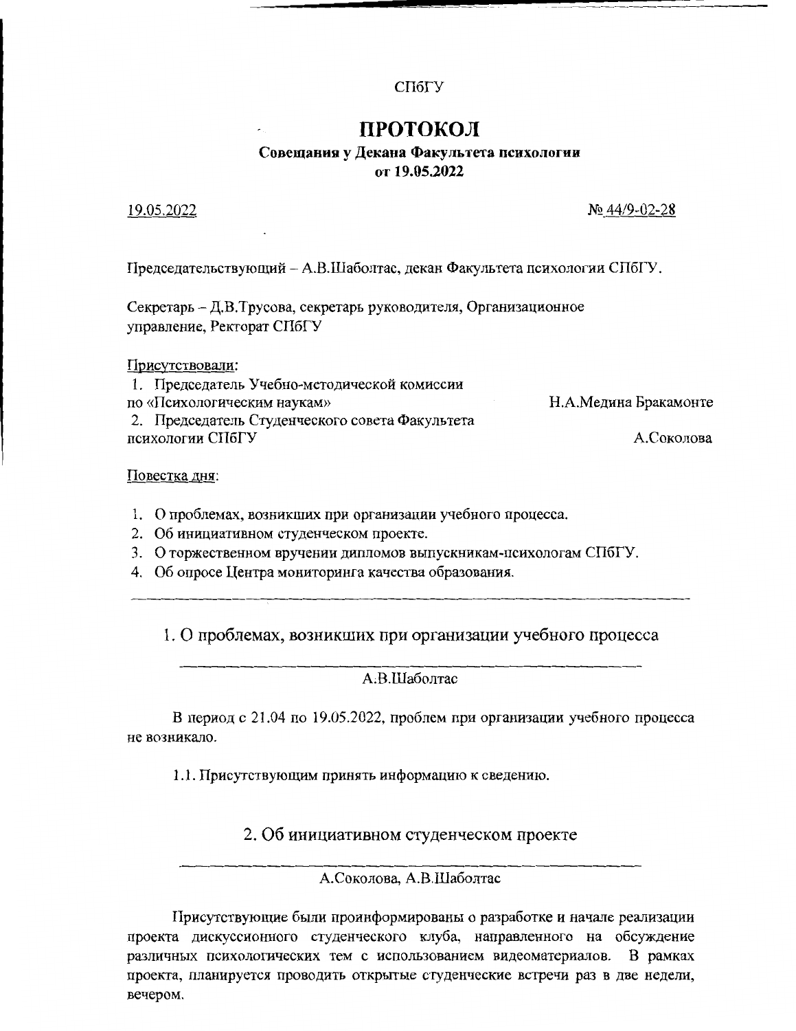СПбГУ

# ПРОТОКОЛ

**Совещания у Декана Факультета психологии**
**от 19.05.2022**

19.05.2022 № 44/9-02-28

Председательствующий – А.В.Шаболтас, декан Факультета психологии СПбГУ.

Секретарь – Д.В.Трусова, секретарь руководителя, Организационное управление, Ректорат СПбГУ

Присутствовали:

1. Председатель Учебно-методической комиссии по «Психологическим наукам» — Н.А.Медина Бракамонте
2. Председатель Студенческого совета Факультета психологии СПбГУ — А.Соколова

Повестка дня:

1. О проблемах, возникших при организации учебного процесса.
2. Об инициативном студенческом проекте.
3. О торжественном вручении дипломов выпускникам-психологам СПбГУ.
4. Об опросе Центра мониторинга качества образования.

---

## 1. О проблемах, возникших при организации учебного процесса

А.В.Шаболтас

В период с 21.04 по 19.05.2022, проблем при организации учебного процесса не возникало.

1.1. Присутствующим принять информацию к сведению.

## 2. Об инициативном студенческом проекте

А.Соколова, А.В.Шаболтас

Присутствующие были проинформированы о разработке и начале реализации проекта дискуссионного студенческого клуба, направленного на обсуждение различных психологических тем с использованием видеоматериалов. В рамках проекта, планируется проводить открытые студенческие встречи раз в две недели, вечером.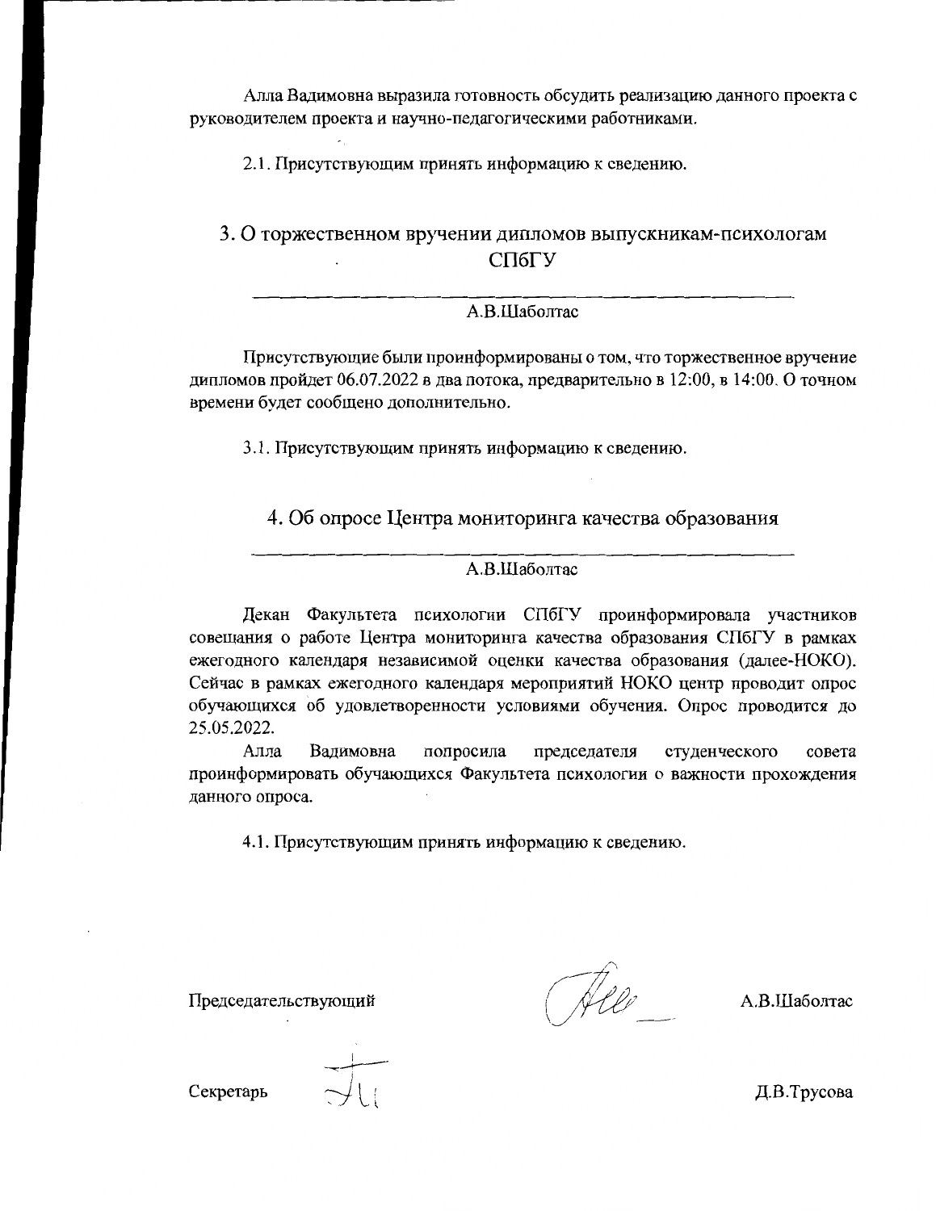Алла Вадимовна выразила готовность обсудить реализацию данного проекта с руководителем проекта и научно-педагогическими работниками.

2.1. Присутствующим принять информацию к сведению.

## 3. О торжественном вручении дипломов выпускникам-психологам СПбГУ

А.В.Шаболтас

Присутствующие были проинформированы о том, что торжественное вручение дипломов пройдет 06.07.2022 в два потока, предварительно в 12:00, в 14:00. О точном времени будет сообщено дополнительно.

3.1. Присутствующим принять информацию к сведению.

## 4. Об опросе Центра мониторинга качества образования

А.В.Шаболтас

Декан Факультета психологии СПбГУ проинформировала участников совещания о работе Центра мониторинга качества образования СПбГУ в рамках ежегодного календаря независимой оценки качества образования (далее-НОКО). Сейчас в рамках ежегодного календаря мероприятий НОКО центр проводит опрос обучающихся об удовлетворенности условиями обучения. Опрос проводится до 25.05.2022.

Алла Вадимовна попросила председателя студенческого совета проинформировать обучающихся Факультета психологии о важности прохождения данного опроса.

4.1. Присутствующим принять информацию к сведению.

Председательствующий А.В.Шаболтас

Секретарь Д.В.Трусова